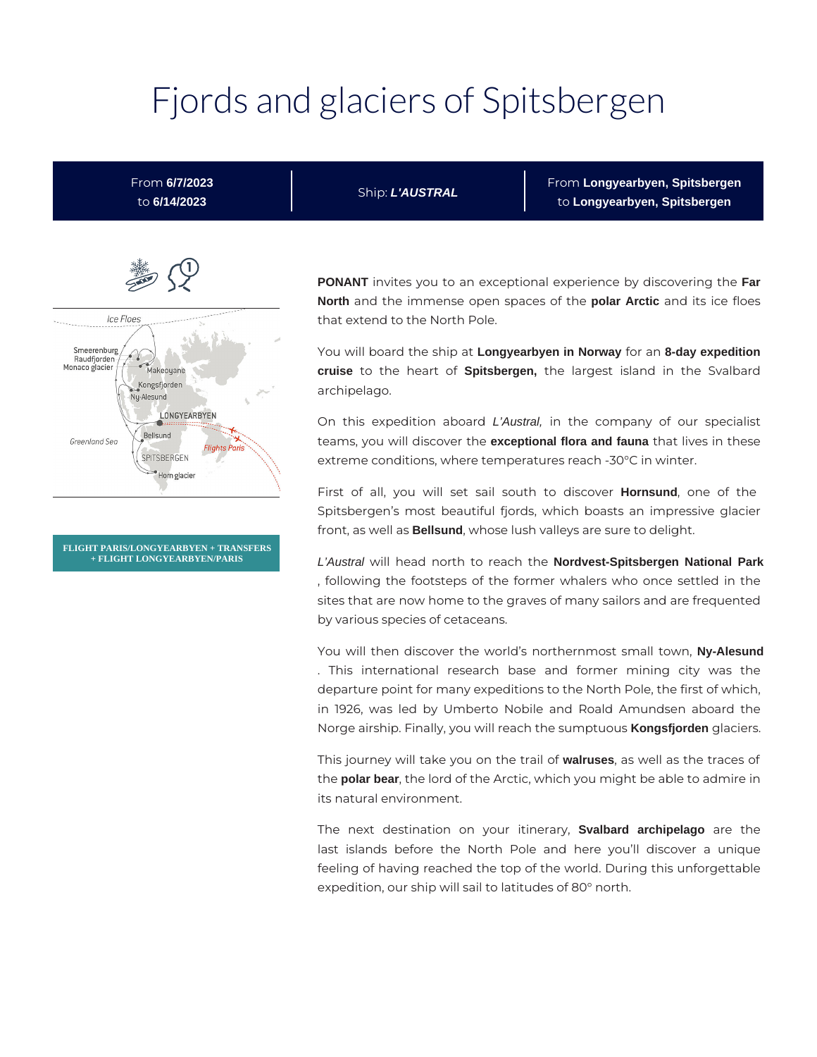# Fjords and glaciers of Spitsbergen

| From **6/7/2023** to **6/14/2023** | Ship: ***L'AUSTRAL*** | From **Longyearbyen, Spitsbergen** to **Longyearbyen, Spitsbergen** |
|---|---|---|

**FLIGHT PARIS/LONGYEARBYEN + TRANSFERS + FLIGHT LONGYEARBYEN/PARIS**

**PONANT** invites you to an exceptional experience by discovering the **Far North** and the immense open spaces of the **polar Arctic** and its ice floes that extend to the North Pole.

You will board the ship at **Longyearbyen in Norway** for an **8-day expedition cruise** to the heart of **Spitsbergen,** the largest island in the Svalbard archipelago.

On this expedition aboard *L'Austral,* in the company of our specialist teams, you will discover the **exceptional flora and fauna** that lives in these extreme conditions, where temperatures reach -30°C in winter.

First of all, you will set sail south to discover **Hornsund**, one of the Spitsbergen's most beautiful fjords, which boasts an impressive glacier front, as well as **Bellsund**, whose lush valleys are sure to delight.

*L'Austral* will head north to reach the **Nordvest-Spitsbergen National Park** , following the footsteps of the former whalers who once settled in the sites that are now home to the graves of many sailors and are frequented by various species of cetaceans.

You will then discover the world's northernmost small town, **Ny-Alesund** . This international research base and former mining city was the departure point for many expeditions to the North Pole, the first of which, in 1926, was led by Umberto Nobile and Roald Amundsen aboard the Norge airship. Finally, you will reach the sumptuous **Kongsfjorden** glaciers.

This journey will take you on the trail of **walruses**, as well as the traces of the **polar bear**, the lord of the Arctic, which you might be able to admire in its natural environment.

The next destination on your itinerary, **Svalbard archipelago** are the last islands before the North Pole and here you'll discover a unique feeling of having reached the top of the world. During this unforgettable expedition, our ship will sail to latitudes of 80° north.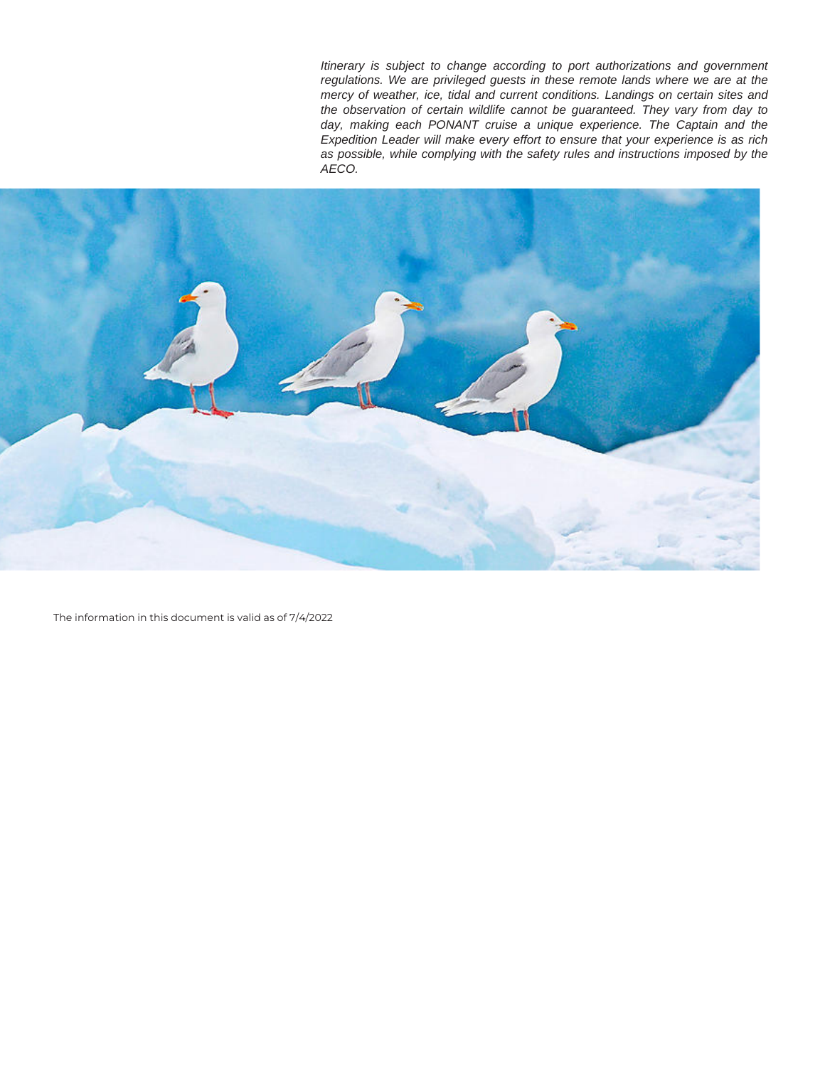*Itinerary is subject to change according to port authorizations and government regulations. We are privileged guests in these remote lands where we are at the mercy of weather, ice, tidal and current conditions. Landings on certain sites and the observation of certain wildlife cannot be guaranteed. They vary from day to day, making each PONANT cruise a unique experience. The Captain and the Expedition Leader will make every effort to ensure that your experience is as rich as possible, while complying with the safety rules and instructions imposed by the AECO.*

The information in this document is valid as of 7/4/2022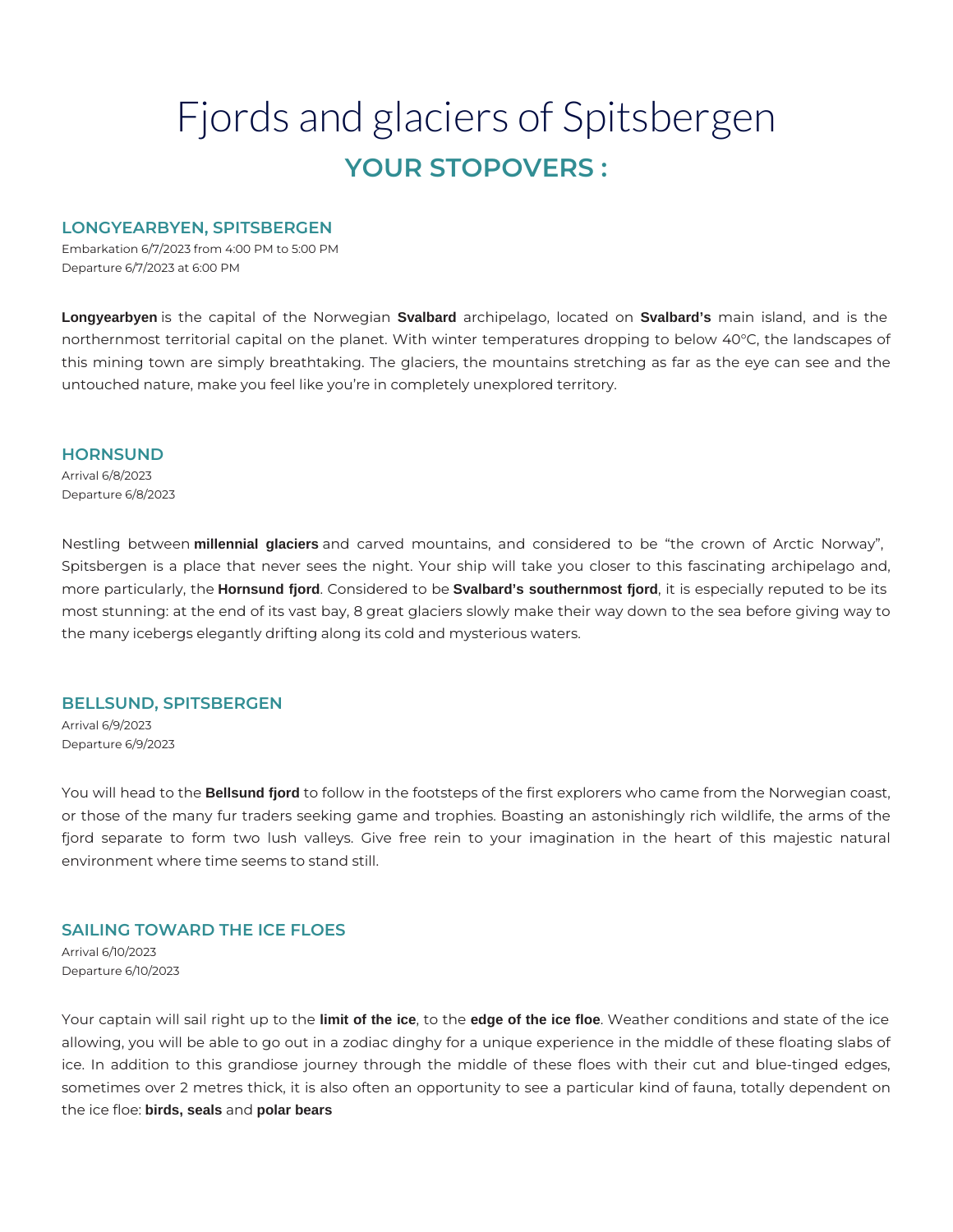# Fjords and glaciers of Spitsbergen

## YOUR STOPOVERS :

### LONGYEARBYEN, SPITSBERGEN

Embarkation 6/7/2023 from 4:00 PM to 5:00 PM
Departure 6/7/2023 at 6:00 PM

**Longyearbyen** is the capital of the Norwegian **Svalbard** archipelago, located on **Svalbard's** main island, and is the northernmost territorial capital on the planet. With winter temperatures dropping to below 40°C, the landscapes of this mining town are simply breathtaking. The glaciers, the mountains stretching as far as the eye can see and the untouched nature, make you feel like you're in completely unexplored territory.

### HORNSUND

Arrival 6/8/2023
Departure 6/8/2023

Nestling between **millennial glaciers** and carved mountains, and considered to be "the crown of Arctic Norway", Spitsbergen is a place that never sees the night. Your ship will take you closer to this fascinating archipelago and, more particularly, the **Hornsund fjord**. Considered to be **Svalbard's southernmost fjord**, it is especially reputed to be its most stunning: at the end of its vast bay, 8 great glaciers slowly make their way down to the sea before giving way to the many icebergs elegantly drifting along its cold and mysterious waters.

### BELLSUND, SPITSBERGEN

Arrival 6/9/2023
Departure 6/9/2023

You will head to the **Bellsund fjord** to follow in the footsteps of the first explorers who came from the Norwegian coast, or those of the many fur traders seeking game and trophies. Boasting an astonishingly rich wildlife, the arms of the fjord separate to form two lush valleys. Give free rein to your imagination in the heart of this majestic natural environment where time seems to stand still.

### SAILING TOWARD THE ICE FLOES

Arrival 6/10/2023
Departure 6/10/2023

Your captain will sail right up to the **limit of the ice**, to the **edge of the ice floe**. Weather conditions and state of the ice allowing, you will be able to go out in a zodiac dinghy for a unique experience in the middle of these floating slabs of ice. In addition to this grandiose journey through the middle of these floes with their cut and blue-tinged edges, sometimes over 2 metres thick, it is also often an opportunity to see a particular kind of fauna, totally dependent on the ice floe: **birds, seals** and **polar bears**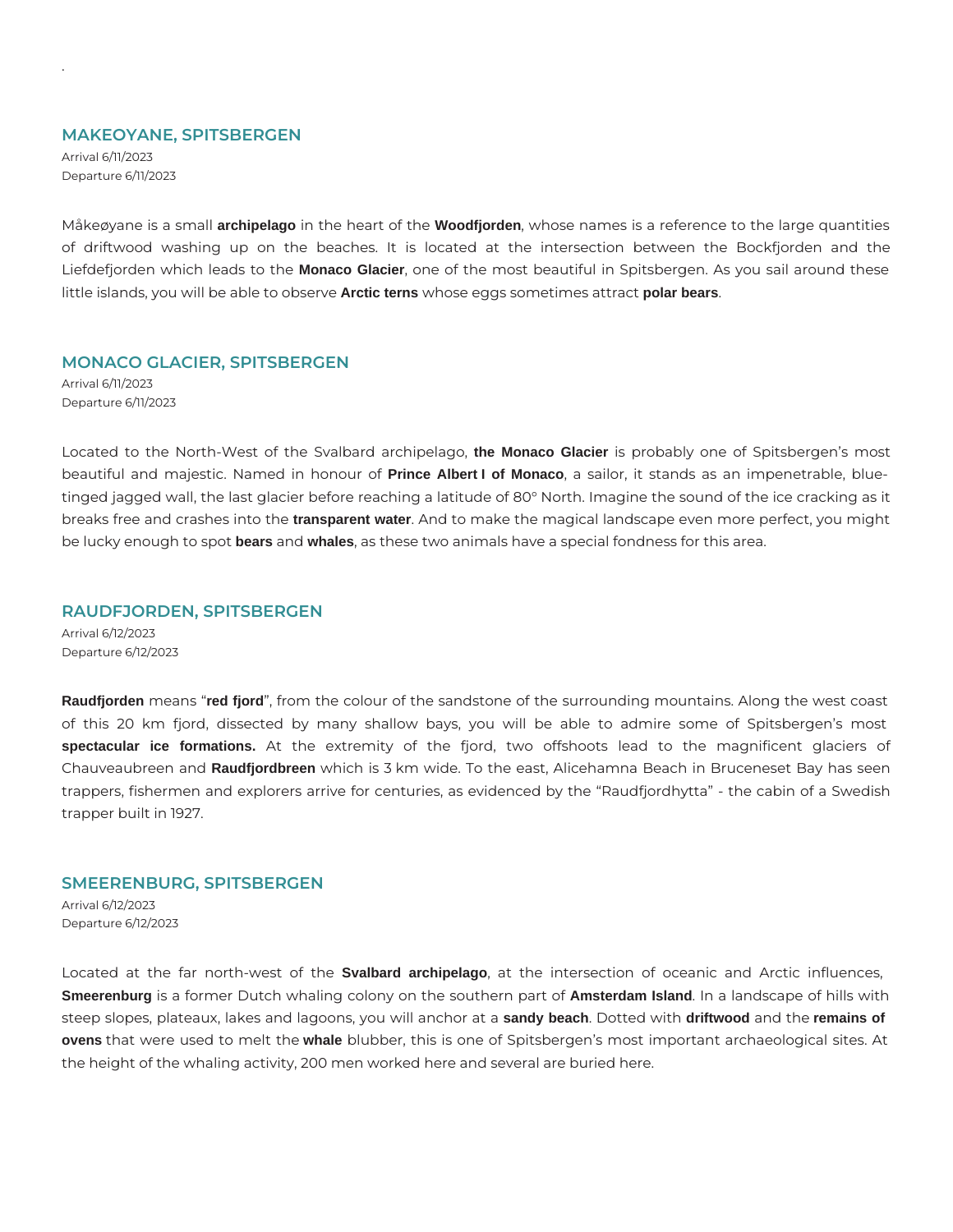## MAKEOYANE, SPITSBERGEN

Arrival 6/11/2023
Departure 6/11/2023

Måkeøyane is a small **archipelago** in the heart of the **Woodfjorden**, whose names is a reference to the large quantities of driftwood washing up on the beaches. It is located at the intersection between the Bockfjorden and the Liefdefjorden which leads to the **Monaco Glacier**, one of the most beautiful in Spitsbergen. As you sail around these little islands, you will be able to observe **Arctic terns** whose eggs sometimes attract **polar bears**.

## MONACO GLACIER, SPITSBERGEN

Arrival 6/11/2023
Departure 6/11/2023

Located to the North-West of the Svalbard archipelago, **the Monaco Glacier** is probably one of Spitsbergen's most beautiful and majestic. Named in honour of **Prince Albert I of Monaco**, a sailor, it stands as an impenetrable, blue-tinged jagged wall, the last glacier before reaching a latitude of 80° North. Imagine the sound of the ice cracking as it breaks free and crashes into the **transparent water**. And to make the magical landscape even more perfect, you might be lucky enough to spot **bears** and **whales**, as these two animals have a special fondness for this area.

## RAUDFJORDEN, SPITSBERGEN

Arrival 6/12/2023
Departure 6/12/2023

**Raudfjorden** means "**red fjord**", from the colour of the sandstone of the surrounding mountains. Along the west coast of this 20 km fjord, dissected by many shallow bays, you will be able to admire some of Spitsbergen's most **spectacular ice formations.** At the extremity of the fjord, two offshoots lead to the magnificent glaciers of Chauveaubreen and **Raudfjordbreen** which is 3 km wide. To the east, Alicehamna Beach in Bruceneset Bay has seen trappers, fishermen and explorers arrive for centuries, as evidenced by the "Raudfjordhytta" - the cabin of a Swedish trapper built in 1927.

## SMEERENBURG, SPITSBERGEN

Arrival 6/12/2023
Departure 6/12/2023

Located at the far north-west of the **Svalbard archipelago**, at the intersection of oceanic and Arctic influences, **Smeerenburg** is a former Dutch whaling colony on the southern part of **Amsterdam Island**. In a landscape of hills with steep slopes, plateaux, lakes and lagoons, you will anchor at a **sandy beach**. Dotted with **driftwood** and the **remains of ovens** that were used to melt the **whale** blubber, this is one of Spitsbergen's most important archaeological sites. At the height of the whaling activity, 200 men worked here and several are buried here.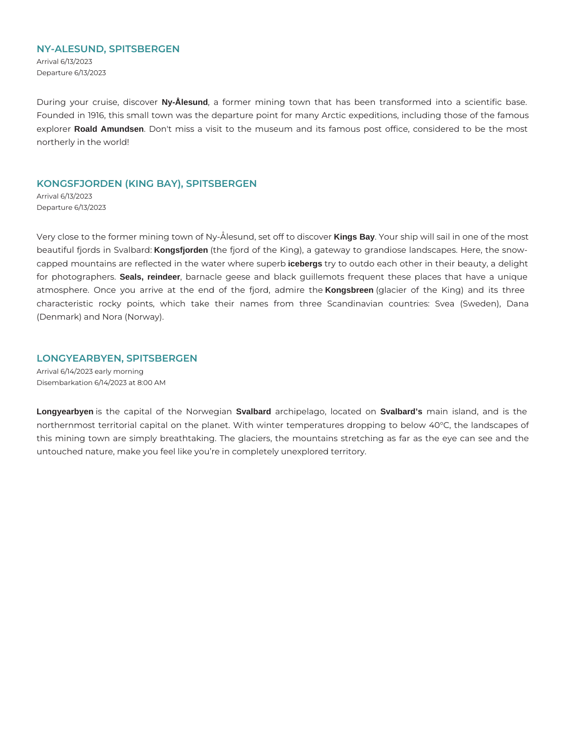## NY-ALESUND, SPITSBERGEN

Arrival 6/13/2023
Departure 6/13/2023

During your cruise, discover **Ny-Ålesund**, a former mining town that has been transformed into a scientific base. Founded in 1916, this small town was the departure point for many Arctic expeditions, including those of the famous explorer **Roald Amundsen**. Don't miss a visit to the museum and its famous post office, considered to be the most northerly in the world!

## KONGSFJORDEN (KING BAY), SPITSBERGEN

Arrival 6/13/2023
Departure 6/13/2023

Very close to the former mining town of Ny-Ålesund, set off to discover **Kings Bay**. Your ship will sail in one of the most beautiful fjords in Svalbard: **Kongsfjorden** (the fjord of the King), a gateway to grandiose landscapes. Here, the snow-capped mountains are reflected in the water where superb **icebergs** try to outdo each other in their beauty, a delight for photographers. **Seals, reindeer**, barnacle geese and black guillemots frequent these places that have a unique atmosphere. Once you arrive at the end of the fjord, admire the **Kongsbreen** (glacier of the King) and its three characteristic rocky points, which take their names from three Scandinavian countries: Svea (Sweden), Dana (Denmark) and Nora (Norway).

## LONGYEARBYEN, SPITSBERGEN

Arrival 6/14/2023 early morning
Disembarkation 6/14/2023 at 8:00 AM

**Longyearbyen** is the capital of the Norwegian **Svalbard** archipelago, located on **Svalbard's** main island, and is the northernmost territorial capital on the planet. With winter temperatures dropping to below 40°C, the landscapes of this mining town are simply breathtaking. The glaciers, the mountains stretching as far as the eye can see and the untouched nature, make you feel like you're in completely unexplored territory.